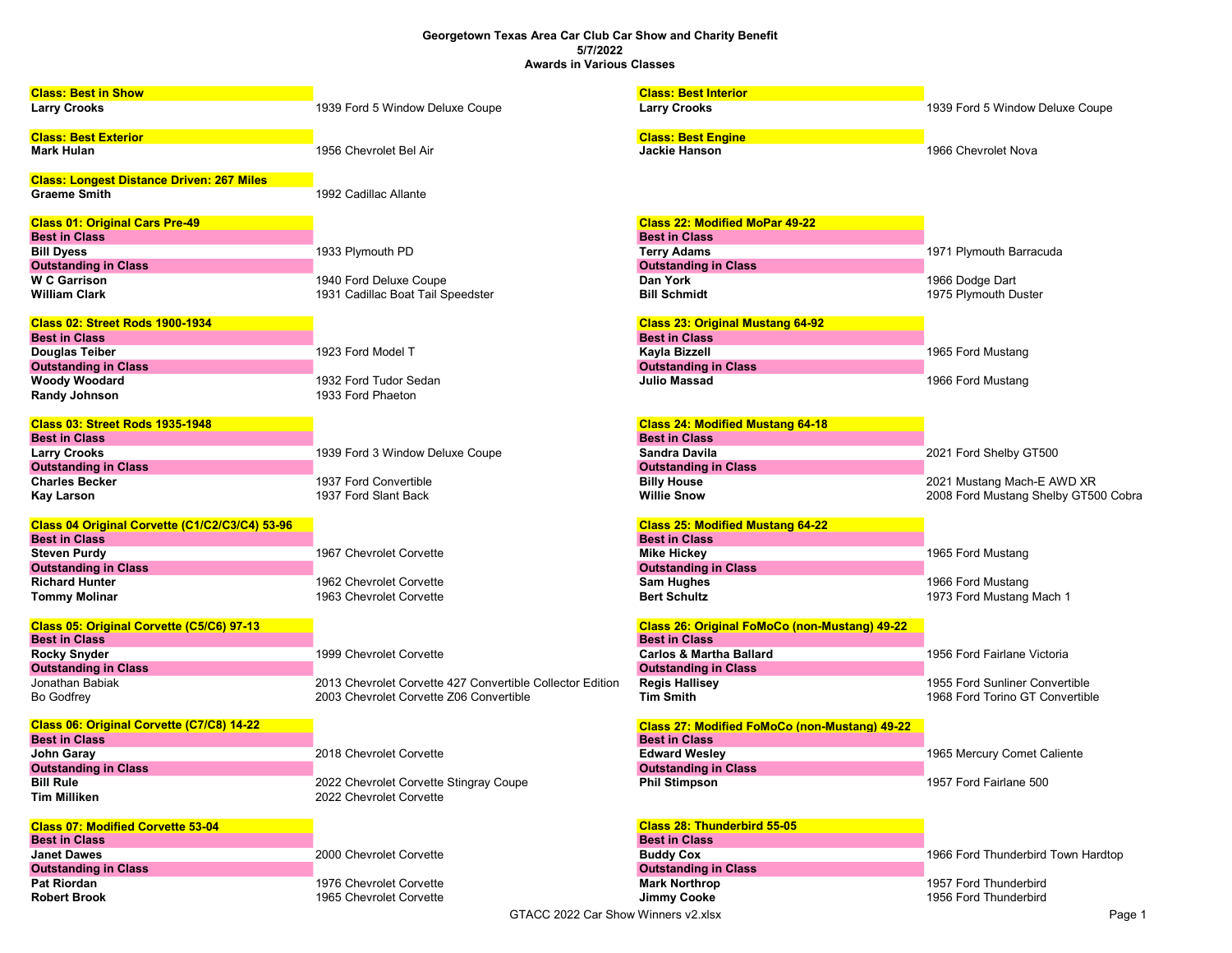# Georgetown Texas Area Car Club Car Show and Charity Benefit
## 5/7/2022
## Awards in Various Classes

**Class: Best in Show**

| Name | Car |
| --- | --- |
| **Larry Crooks** | 1939 Ford 5 Window Deluxe Coupe |

**Class: Best Exterior**

| Name | Car |
| --- | --- |
| **Mark Hulan** | 1956 Chevrolet Bel Air |

**Class: Longest Distance Driven: 267 Miles**

| Name | Car |
| --- | --- |
| **Graeme Smith** | 1992 Cadillac Allante |

**Class 01: Original Cars Pre-49**

| Award | Name | Car |
| --- | --- | --- |
| Best in Class | **Bill Dyess** | 1933 Plymouth PD |
| Outstanding in Class | **W C Garrison** | 1940 Ford Deluxe Coupe |
| | **William Clark** | 1931 Cadillac Boat Tail Speedster |

**Class 02: Street Rods 1900-1934**

| Award | Name | Car |
| --- | --- | --- |
| Best in Class | **Douglas Teiber** | 1923 Ford Model T |
| Outstanding in Class | **Woody Woodard** | 1932 Ford Tudor Sedan |
| | **Randy Johnson** | 1933 Ford Phaeton |

**Class 03: Street Rods 1935-1948**

| Award | Name | Car |
| --- | --- | --- |
| Best in Class | **Larry Crooks** | 1939 Ford 3 Window Deluxe Coupe |
| Outstanding in Class | **Charles Becker** | 1937 Ford Convertible |
| | **Kay Larson** | 1937 Ford Slant Back |

**Class 04 Original Corvette (C1/C2/C3/C4) 53-96**

| Award | Name | Car |
| --- | --- | --- |
| Best in Class | **Steven Purdy** | 1967 Chevrolet Corvette |
| Outstanding in Class | **Richard Hunter** | 1962 Chevrolet Corvette |
| | **Tommy Molinar** | 1963 Chevrolet Corvette |

**Class 05: Original Corvette (C5/C6) 97-13**

| Award | Name | Car |
| --- | --- | --- |
| Best in Class | **Rocky Snyder** | 1999 Chevrolet Corvette |
| Outstanding in Class | Jonathan Babiak | 2013 Chevrolet Corvette 427 Convertible Collector Edition |
| | Bo Godfrey | 2003 Chevrolet Corvette Z06 Convertible |

**Class 06: Original Corvette (C7/C8) 14-22**

| Award | Name | Car |
| --- | --- | --- |
| Best in Class | **John Garay** | 2018 Chevrolet Corvette |
| Outstanding in Class | **Bill Rule** | 2022 Chevrolet Corvette Stingray Coupe |
| | **Tim Milliken** | 2022 Chevrolet Corvette |

**Class 07: Modified Corvette 53-04**

| Award | Name | Car |
| --- | --- | --- |
| Best in Class | **Janet Dawes** | 2000 Chevrolet Corvette |
| Outstanding in Class | **Pat Riordan** | 1976 Chevrolet Corvette |
| | **Robert Brook** | 1965 Chevrolet Corvette |

**Class: Best Interior**

| Name | Car |
| --- | --- |
| **Larry Crooks** | 1939 Ford 5 Window Deluxe Coupe |

**Class: Best Engine**

| Name | Car |
| --- | --- |
| **Jackie Hanson** | 1966 Chevrolet Nova |

**Class 22: Modified MoPar 49-22**

| Award | Name | Car |
| --- | --- | --- |
| Best in Class | **Terry Adams** | 1971 Plymouth Barracuda |
| Outstanding in Class | **Dan York** | 1966 Dodge Dart |
| | **Bill Schmidt** | 1975 Plymouth Duster |

**Class 23: Original Mustang 64-92**

| Award | Name | Car |
| --- | --- | --- |
| Best in Class | **Kayla Bizzell** | 1965 Ford Mustang |
| Outstanding in Class | **Julio Massad** | 1966 Ford Mustang |

**Class 24: Modified Mustang 64-18**

| Award | Name | Car |
| --- | --- | --- |
| Best in Class | **Sandra Davila** | 2021 Ford Shelby GT500 |
| Outstanding in Class | **Billy House** | 2021 Mustang Mach-E AWD XR |
| | **Willie Snow** | 2008 Ford Mustang Shelby GT500 Cobra |

**Class 25: Modified Mustang 64-22**

| Award | Name | Car |
| --- | --- | --- |
| Best in Class | **Mike Hickey** | 1965 Ford Mustang |
| Outstanding in Class | **Sam Hughes** | 1966 Ford Mustang |
| | **Bert Schultz** | 1973 Ford Mustang Mach 1 |

**Class 26: Original FoMoCo (non-Mustang) 49-22**

| Award | Name | Car |
| --- | --- | --- |
| Best in Class | **Carlos & Martha Ballard** | 1956 Ford Fairlane Victoria |
| Outstanding in Class | **Regis Hallisey** | 1955 Ford Sunliner Convertible |
| | **Tim Smith** | 1968 Ford Torino GT Convertible |

**Class 27: Modified FoMoCo (non-Mustang) 49-22**

| Award | Name | Car |
| --- | --- | --- |
| Best in Class | **Edward Wesley** | 1965 Mercury Comet Caliente |
| Outstanding in Class | **Phil Stimpson** | 1957 Ford Fairlane 500 |

**Class 28: Thunderbird 55-05**

| Award | Name | Car |
| --- | --- | --- |
| Best in Class | **Buddy Cox** | 1966 Ford Thunderbird Town Hardtop |
| Outstanding in Class | **Mark Northrop** | 1957 Ford Thunderbird |
| | **Jimmy Cooke** | 1956 Ford Thunderbird |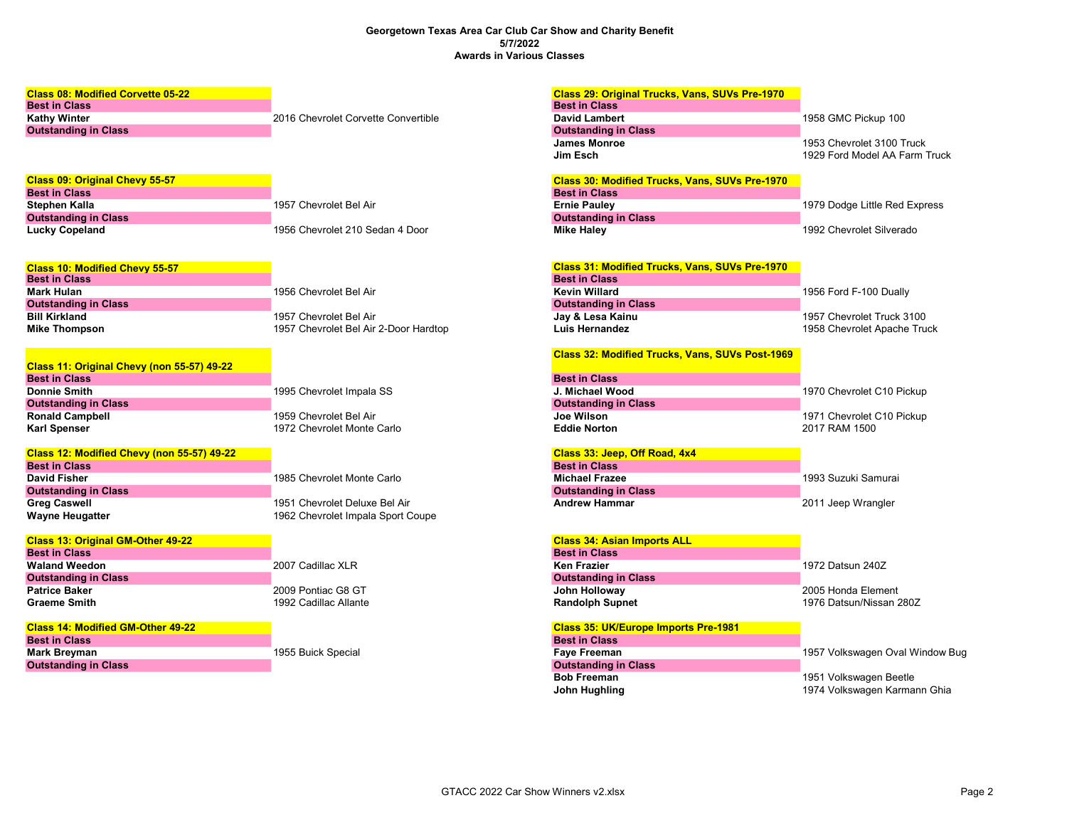**Georgetown Texas Area Car Club Car Show and Charity Benefit**
**5/7/2022**
**Awards in Various Classes**

### Class 08: Modified Corvette 05-22

**Best in Class**

| | |
|---|---|
| **Kathy Winter** | 2016 Chevrolet Corvette Convertible |

**Outstanding in Class**

### Class 09: Original Chevy 55-57

**Best in Class**

| | |
|---|---|
| **Stephen Kalla** | 1957 Chevrolet Bel Air |

**Outstanding in Class**

| | |
|---|---|
| **Lucky Copeland** | 1956 Chevrolet 210 Sedan 4 Door |

### Class 10: Modified Chevy 55-57

**Best in Class**

| | |
|---|---|
| **Mark Hulan** | 1956 Chevrolet Bel Air |

**Outstanding in Class**

| | |
|---|---|
| **Bill Kirkland** | 1957 Chevrolet Bel Air |
| **Mike Thompson** | 1957 Chevrolet Bel Air 2-Door Hardtop |

### Class 11: Original Chevy (non 55-57) 49-22

**Best in Class**

| | |
|---|---|
| **Donnie Smith** | 1995 Chevrolet Impala SS |

**Outstanding in Class**

| | |
|---|---|
| **Ronald Campbell** | 1959 Chevrolet Bel Air |
| **Karl Spenser** | 1972 Chevrolet Monte Carlo |

### Class 12: Modified Chevy (non 55-57) 49-22

**Best in Class**

| | |
|---|---|
| **David Fisher** | 1985 Chevrolet Monte Carlo |

**Outstanding in Class**

| | |
|---|---|
| **Greg Caswell** | 1951 Chevrolet Deluxe Bel Air |
| **Wayne Heugatter** | 1962 Chevrolet Impala Sport Coupe |

### Class 13: Original GM-Other 49-22

**Best in Class**

| | |
|---|---|
| **Waland Weedon** | 2007 Cadillac XLR |

**Outstanding in Class**

| | |
|---|---|
| **Patrice Baker** | 2009 Pontiac G8 GT |
| **Graeme Smith** | 1992 Cadillac Allante |

### Class 14: Modified GM-Other 49-22

**Best in Class**

| | |
|---|---|
| **Mark Breyman** | 1955 Buick Special |

**Outstanding in Class**

### Class 29: Original Trucks, Vans, SUVs Pre-1970

**Best in Class**

| | |
|---|---|
| **David Lambert** | 1958 GMC Pickup 100 |

**Outstanding in Class**

| | |
|---|---|
| **James Monroe** | 1953 Chevrolet 3100 Truck |
| **Jim Esch** | 1929 Ford Model AA Farm Truck |

### Class 30: Modified Trucks, Vans, SUVs Pre-1970

**Best in Class**

| | |
|---|---|
| **Ernie Pauley** | 1979 Dodge Little Red Express |

**Outstanding in Class**

| | |
|---|---|
| **Mike Haley** | 1992 Chevrolet Silverado |

### Class 31: Modified Trucks, Vans, SUVs Pre-1970

**Best in Class**

| | |
|---|---|
| **Kevin Willard** | 1956 Ford F-100 Dually |

**Outstanding in Class**

| | |
|---|---|
| **Jay & Lesa Kainu** | 1957 Chevrolet Truck 3100 |
| **Luis Hernandez** | 1958 Chevrolet Apache Truck |

### Class 32: Modified Trucks, Vans, SUVs Post-1969

**Best in Class**

| | |
|---|---|
| **J. Michael Wood** | 1970 Chevrolet C10 Pickup |

**Outstanding in Class**

| | |
|---|---|
| **Joe Wilson** | 1971 Chevrolet C10 Pickup |
| **Eddie Norton** | 2017 RAM 1500 |

### Class 33: Jeep, Off Road, 4x4

**Best in Class**

| | |
|---|---|
| **Michael Frazee** | 1993 Suzuki Samurai |

**Outstanding in Class**

| | |
|---|---|
| **Andrew Hammar** | 2011 Jeep Wrangler |

### Class 34: Asian Imports ALL

**Best in Class**

| | |
|---|---|
| **Ken Frazier** | 1972 Datsun 240Z |

**Outstanding in Class**

| | |
|---|---|
| **John Holloway** | 2005 Honda Element |
| **Randolph Supnet** | 1976 Datsun/Nissan 280Z |

### Class 35: UK/Europe Imports Pre-1981

**Best in Class**

| | |
|---|---|
| **Faye Freeman** | 1957 Volkswagen Oval Window Bug |

**Outstanding in Class**

| | |
|---|---|
| **Bob Freeman** | 1951 Volkswagen Beetle |
| **John Hughling** | 1974 Volkswagen Karmann Ghia |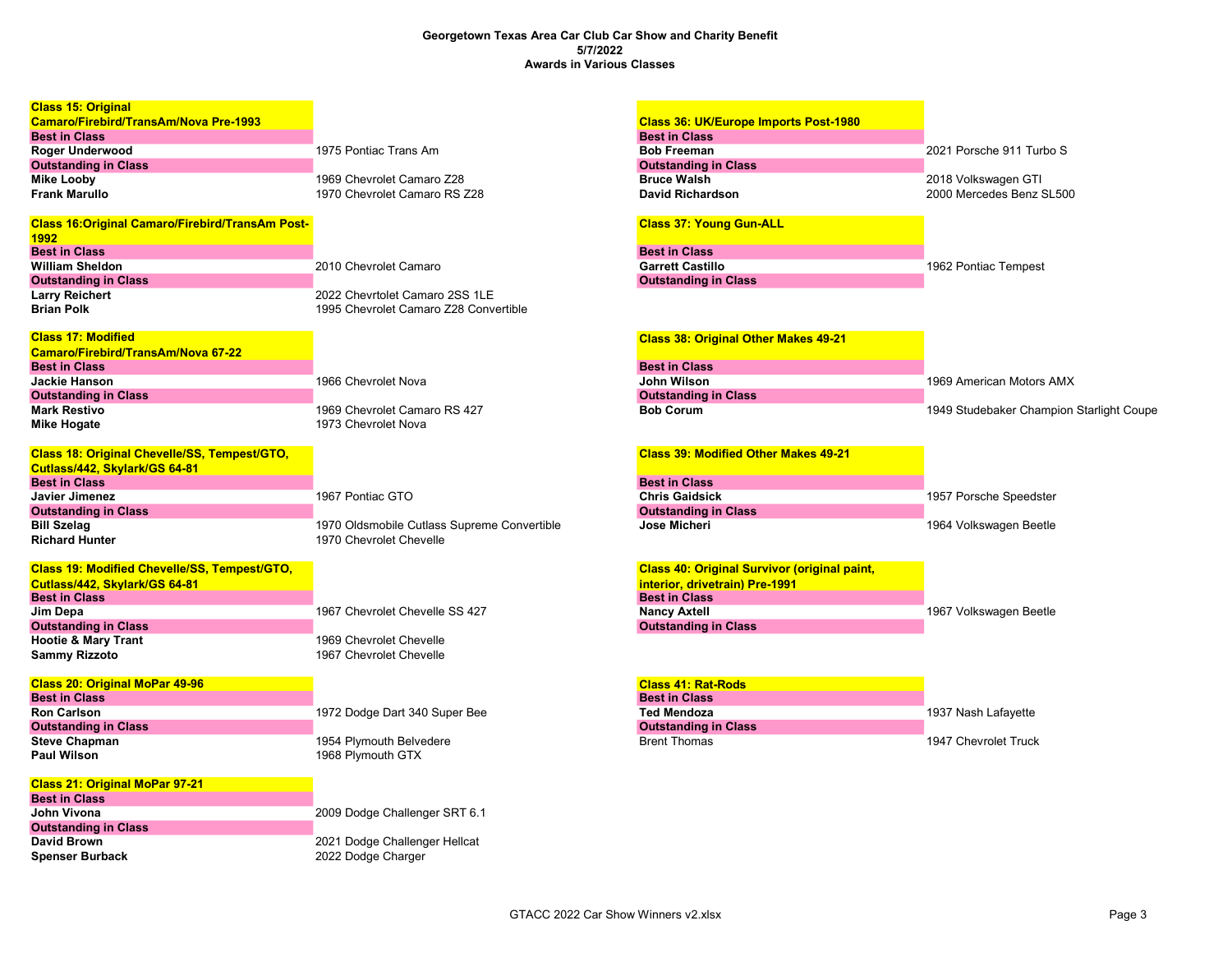**Georgetown Texas Area Car Club Car Show and Charity Benefit**
**5/7/2022**
**Awards in Various Classes**

### Class 15: Original Camaro/Firebird/TransAm/Nova Pre-1993

**Best in Class**

| | |
|---|---|
| **Roger Underwood** | 1975 Pontiac Trans Am |

**Outstanding in Class**

| | |
|---|---|
| **Mike Looby** | 1969 Chevrolet Camaro Z28 |
| **Frank Marullo** | 1970 Chevrolet Camaro RS Z28 |

### Class 16:Original Camaro/Firebird/TransAm Post-1992

**Best in Class**

| | |
|---|---|
| **William Sheldon** | 2010 Chevrolet Camaro |

**Outstanding in Class**

| | |
|---|---|
| **Larry Reichert** | 2022 Chevrtolet Camaro 2SS 1LE |
| **Brian Polk** | 1995 Chevrolet Camaro Z28 Convertible |

### Class 17: Modified Camaro/Firebird/TransAm/Nova 67-22

**Best in Class**

| | |
|---|---|
| **Jackie Hanson** | 1966 Chevrolet Nova |

**Outstanding in Class**

| | |
|---|---|
| **Mark Restivo** | 1969 Chevrolet Camaro RS 427 |
| **Mike Hogate** | 1973 Chevrolet Nova |

### Class 18: Original Chevelle/SS, Tempest/GTO, Cutlass/442, Skylark/GS 64-81

**Best in Class**

| | |
|---|---|
| **Javier Jimenez** | 1967 Pontiac GTO |

**Outstanding in Class**

| | |
|---|---|
| **Bill Szelag** | 1970 Oldsmobile Cutlass Supreme Convertible |
| **Richard Hunter** | 1970 Chevrolet Chevelle |

### Class 19: Modified Chevelle/SS, Tempest/GTO, Cutlass/442, Skylark/GS 64-81

**Best in Class**

| | |
|---|---|
| **Jim Depa** | 1967 Chevrolet Chevelle SS 427 |

**Outstanding in Class**

| | |
|---|---|
| **Hootie & Mary Trant** | 1969 Chevrolet Chevelle |
| **Sammy Rizzoto** | 1967 Chevrolet Chevelle |

### Class 20: Original MoPar 49-96

**Best in Class**

| | |
|---|---|
| **Ron Carlson** | 1972 Dodge Dart 340 Super Bee |

**Outstanding in Class**

| | |
|---|---|
| **Steve Chapman** | 1954 Plymouth Belvedere |
| **Paul Wilson** | 1968 Plymouth GTX |

### Class 21: Original MoPar 97-21

**Best in Class**

| | |
|---|---|
| **John Vivona** | 2009 Dodge Challenger SRT 6.1 |

**Outstanding in Class**

| | |
|---|---|
| **David Brown** | 2021 Dodge Challenger Hellcat |
| **Spenser Burback** | 2022 Dodge Charger |

### Class 36: UK/Europe Imports Post-1980

**Best in Class**

| | |
|---|---|
| **Bob Freeman** | 2021 Porsche 911 Turbo S |

**Outstanding in Class**

| | |
|---|---|
| **Bruce Walsh** | 2018 Volkswagen GTI |
| **David Richardson** | 2000 Mercedes Benz SL500 |

### Class 37: Young Gun-ALL

**Best in Class**

| | |
|---|---|
| **Garrett Castillo** | 1962 Pontiac Tempest |

**Outstanding in Class**

### Class 38: Original Other Makes 49-21

**Best in Class**

| | |
|---|---|
| **John Wilson** | 1969 American Motors AMX |

**Outstanding in Class**

| | |
|---|---|
| **Bob Corum** | 1949 Studebaker Champion Starlight Coupe |

### Class 39: Modified Other Makes 49-21

**Best in Class**

| | |
|---|---|
| **Chris Gaidsick** | 1957 Porsche Speedster |

**Outstanding in Class**

| | |
|---|---|
| **Jose Micheri** | 1964 Volkswagen Beetle |

### Class 40: Original Survivor (original paint, interior, drivetrain) Pre-1991

**Best in Class**

| | |
|---|---|
| **Nancy Axtell** | 1967 Volkswagen Beetle |

**Outstanding in Class**

### Class 41: Rat-Rods

**Best in Class**

| | |
|---|---|
| **Ted Mendoza** | 1937 Nash Lafayette |

**Outstanding in Class**

| | |
|---|---|
| Brent Thomas | 1947 Chevrolet Truck |